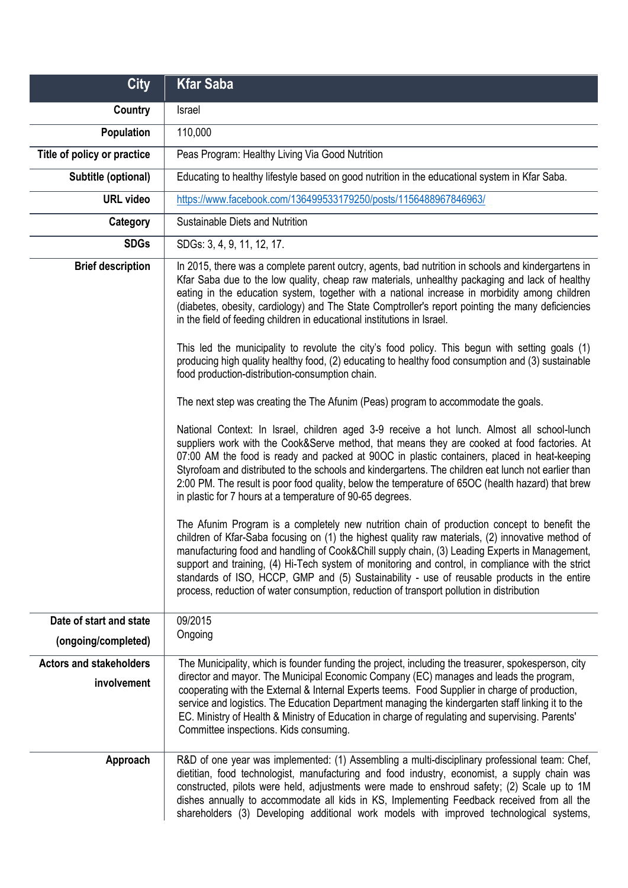| City | Kfar Saba |
|---|---|
| Country | Israel |
| Population | 110,000 |
| Title of policy or practice | Peas Program: Healthy Living Via Good Nutrition |
| Subtitle (optional) | Educating to healthy lifestyle based on good nutrition in the educational system in Kfar Saba. |
| URL video | https://www.facebook.com/136499533179250/posts/1156488967846963/ |
| Category | Sustainable Diets and Nutrition |
| SDGs | SDGs: 3, 4, 9, 11, 12, 17. |
| Brief description | In 2015, there was a complete parent outcry, agents, bad nutrition in schools and kindergartens in Kfar Saba due to the low quality, cheap raw materials, unhealthy packaging and lack of healthy eating in the education system, together with a national increase in morbidity among children (diabetes, obesity, cardiology) and The State Comptroller's report pointing the many deficiencies in the field of feeding children in educational institutions in Israel.<br><br>This led the municipality to revolute the city's food policy. This begun with setting goals (1) producing high quality healthy food, (2) educating to healthy food consumption and (3) sustainable food production-distribution-consumption chain.<br><br>The next step was creating the The Afunim (Peas) program to accommodate the goals.<br><br>National Context: In Israel, children aged 3-9 receive a hot lunch. Almost all school-lunch suppliers work with the Cook&Serve method, that means they are cooked at food factories. At 07:00 AM the food is ready and packed at 90OC in plastic containers, placed in heat-keeping Styrofoam and distributed to the schools and kindergartens. The children eat lunch not earlier than 2:00 PM. The result is poor food quality, below the temperature of 65OC (health hazard) that brew in plastic for 7 hours at a temperature of 90-65 degrees.<br><br>The Afunim Program is a completely new nutrition chain of production concept to benefit the children of Kfar-Saba focusing on (1) the highest quality raw materials, (2) innovative method of manufacturing food and handling of Cook&Chill supply chain, (3) Leading Experts in Management, support and training, (4) Hi-Tech system of monitoring and control, in compliance with the strict standards of ISO, HCCP, GMP and (5) Sustainability - use of reusable products in the entire process, reduction of water consumption, reduction of transport pollution in distribution |
| Date of start and state (ongoing/completed) | 09/2015<br>Ongoing |
| Actors and stakeholders involvement | The Municipality, which is founder funding the project, including the treasurer, spokesperson, city director and mayor. The Municipal Economic Company (EC) manages and leads the program, cooperating with the External & Internal Experts teems. Food Supplier in charge of production, service and logistics. The Education Department managing the kindergarten staff linking it to the EC. Ministry of Health & Ministry of Education in charge of regulating and supervising. Parents' Committee inspections. Kids consuming. |
| Approach | R&D of one year was implemented: (1) Assembling a multi-disciplinary professional team: Chef, dietitian, food technologist, manufacturing and food industry, economist, a supply chain was constructed, pilots were held, adjustments were made to enshroud safety; (2) Scale up to 1M dishes annually to accommodate all kids in KS, Implementing Feedback received from all the shareholders (3) Developing additional work models with improved technological systems, |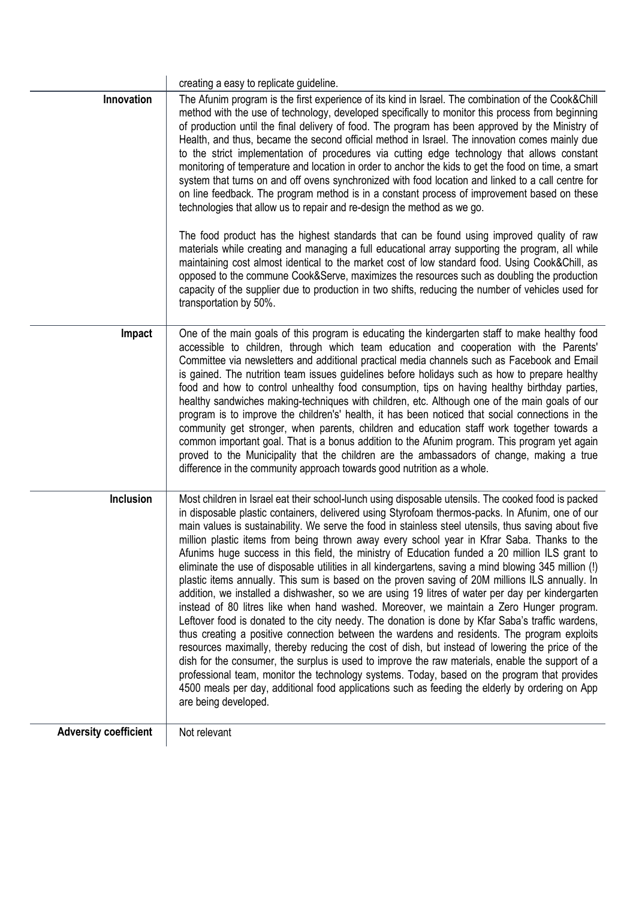| | |
|---|---|
| | creating a easy to replicate guideline. |
| **Innovation** | The Afunim program is the first experience of its kind in Israel. The combination of the Cook&Chill method with the use of technology, developed specifically to monitor this process from beginning of production until the final delivery of food. The program has been approved by the Ministry of Health, and thus, became the second official method in Israel. The innovation comes mainly due to the strict implementation of procedures via cutting edge technology that allows constant monitoring of temperature and location in order to anchor the kids to get the food on time, a smart system that turns on and off ovens synchronized with food location and linked to a call centre for on line feedback. The program method is in a constant process of improvement based on these technologies that allow us to repair and re-design the method as we go.<br><br>The food product has the highest standards that can be found using improved quality of raw materials while creating and managing a full educational array supporting the program, all while maintaining cost almost identical to the market cost of low standard food. Using Cook&Chill, as opposed to the commune Cook&Serve, maximizes the resources such as doubling the production capacity of the supplier due to production in two shifts, reducing the number of vehicles used for transportation by 50%. |
| **Impact** | One of the main goals of this program is educating the kindergarten staff to make healthy food accessible to children, through which team education and cooperation with the Parents' Committee via newsletters and additional practical media channels such as Facebook and Email is gained. The nutrition team issues guidelines before holidays such as how to prepare healthy food and how to control unhealthy food consumption, tips on having healthy birthday parties, healthy sandwiches making-techniques with children, etc. Although one of the main goals of our program is to improve the children's' health, it has been noticed that social connections in the community get stronger, when parents, children and education staff work together towards a common important goal. That is a bonus addition to the Afunim program. This program yet again proved to the Municipality that the children are the ambassadors of change, making a true difference in the community approach towards good nutrition as a whole. |
| **Inclusion** | Most children in Israel eat their school-lunch using disposable utensils. The cooked food is packed in disposable plastic containers, delivered using Styrofoam thermos-packs. In Afunim, one of our main values is sustainability. We serve the food in stainless steel utensils, thus saving about five million plastic items from being thrown away every school year in Kfrar Saba. Thanks to the Afunims huge success in this field, the ministry of Education funded a 20 million ILS grant to eliminate the use of disposable utilities in all kindergartens, saving a mind blowing 345 million (!) plastic items annually. This sum is based on the proven saving of 20M millions ILS annually. In addition, we installed a dishwasher, so we are using 19 litres of water per day per kindergarten instead of 80 litres like when hand washed. Moreover, we maintain a Zero Hunger program. Leftover food is donated to the city needy. The donation is done by Kfar Saba's traffic wardens, thus creating a positive connection between the wardens and residents. The program exploits resources maximally, thereby reducing the cost of dish, but instead of lowering the price of the dish for the consumer, the surplus is used to improve the raw materials, enable the support of a professional team, monitor the technology systems. Today, based on the program that provides 4500 meals per day, additional food applications such as feeding the elderly by ordering on App are being developed. |
| **Adversity coefficient** | Not relevant |